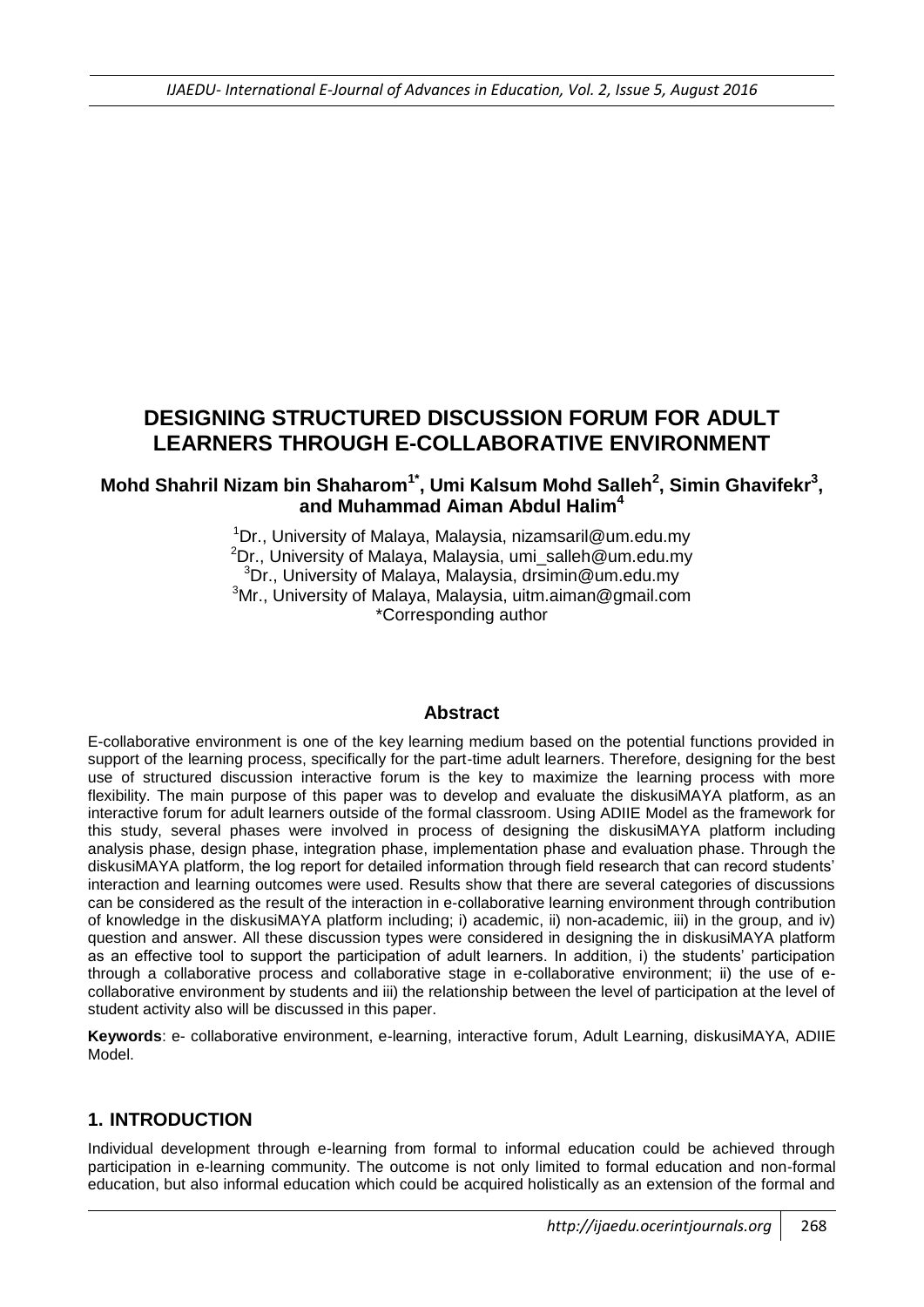# DESIGNING STRUCTURED DISCUSSION FORUM FOR ADULT LEARNERS THROUGH E-COLLABORATIVE ENVIRONMENT

**Mohd Shahril Nizam bin Shaharom[1*], Umi Kalsum Mohd Salleh[2], Simin Ghavifekr[3], and Muhammad Aiman Abdul Halim[4]**

[1]Dr., University of Malaya, Malaysia, nizamsaril@um.edu.my
[2]Dr., University of Malaya, Malaysia, umi_salleh@um.edu.my
[3]Dr., University of Malaya, Malaysia, drsimin@um.edu.my
[3]Mr., University of Malaya, Malaysia, uitm.aiman@gmail.com
*Corresponding author

## Abstract

E-collaborative environment is one of the key learning medium based on the potential functions provided in support of the learning process, specifically for the part-time adult learners. Therefore, designing for the best use of structured discussion interactive forum is the key to maximize the learning process with more flexibility. The main purpose of this paper was to develop and evaluate the diskusiMAYA platform, as an interactive forum for adult learners outside of the formal classroom. Using ADIIE Model as the framework for this study, several phases were involved in process of designing the diskusiMAYA platform including analysis phase, design phase, integration phase, implementation phase and evaluation phase. Through the diskusiMAYA platform, the log report for detailed information through field research that can record students' interaction and learning outcomes were used. Results show that there are several categories of discussions can be considered as the result of the interaction in e-collaborative learning environment through contribution of knowledge in the diskusiMAYA platform including; i) academic, ii) non-academic, iii) in the group, and iv) question and answer. All these discussion types were considered in designing the in diskusiMAYA platform as an effective tool to support the participation of adult learners. In addition, i) the students' participation through a collaborative process and collaborative stage in e-collaborative environment; ii) the use of e-collaborative environment by students and iii) the relationship between the level of participation at the level of student activity also will be discussed in this paper.

**Keywords**: e- collaborative environment, e-learning, interactive forum, Adult Learning, diskusiMAYA, ADIIE Model.

## 1. INTRODUCTION

Individual development through e-learning from formal to informal education could be achieved through participation in e-learning community. The outcome is not only limited to formal education and non-formal education, but also informal education which could be acquired holistically as an extension of the formal and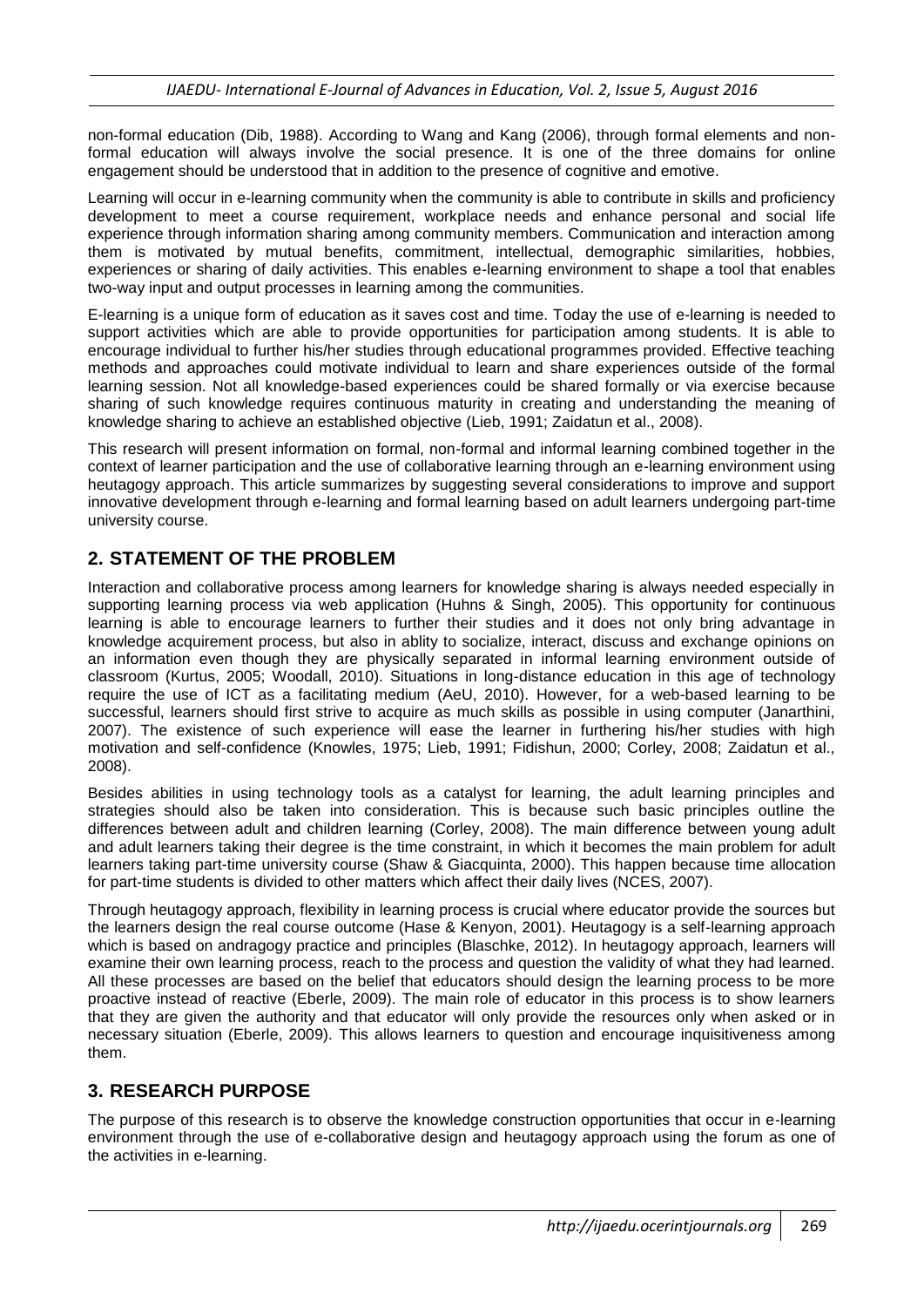non-formal education (Dib, 1988). According to Wang and Kang (2006), through formal elements and non-formal education will always involve the social presence. It is one of the three domains for online engagement should be understood that in addition to the presence of cognitive and emotive.

Learning will occur in e-learning community when the community is able to contribute in skills and proficiency development to meet a course requirement, workplace needs and enhance personal and social life experience through information sharing among community members. Communication and interaction among them is motivated by mutual benefits, commitment, intellectual, demographic similarities, hobbies, experiences or sharing of daily activities. This enables e-learning environment to shape a tool that enables two-way input and output processes in learning among the communities.

E-learning is a unique form of education as it saves cost and time. Today the use of e-learning is needed to support activities which are able to provide opportunities for participation among students. It is able to encourage individual to further his/her studies through educational programmes provided. Effective teaching methods and approaches could motivate individual to learn and share experiences outside of the formal learning session. Not all knowledge-based experiences could be shared formally or via exercise because sharing of such knowledge requires continuous maturity in creating and understanding the meaning of knowledge sharing to achieve an established objective (Lieb, 1991; Zaidatun et al., 2008).

This research will present information on formal, non-formal and informal learning combined together in the context of learner participation and the use of collaborative learning through an e-learning environment using heutagogy approach. This article summarizes by suggesting several considerations to improve and support innovative development through e-learning and formal learning based on adult learners undergoing part-time university course.

## 2. STATEMENT OF THE PROBLEM

Interaction and collaborative process among learners for knowledge sharing is always needed especially in supporting learning process via web application (Huhns & Singh, 2005). This opportunity for continuous learning is able to encourage learners to further their studies and it does not only bring advantage in knowledge acquirement process, but also in ablity to socialize, interact, discuss and exchange opinions on an information even though they are physically separated in informal learning environment outside of classroom (Kurtus, 2005; Woodall, 2010). Situations in long-distance education in this age of technology require the use of ICT as a facilitating medium (AeU, 2010). However, for a web-based learning to be successful, learners should first strive to acquire as much skills as possible in using computer (Janarthini, 2007). The existence of such experience will ease the learner in furthering his/her studies with high motivation and self-confidence (Knowles, 1975; Lieb, 1991; Fidishun, 2000; Corley, 2008; Zaidatun et al., 2008).

Besides abilities in using technology tools as a catalyst for learning, the adult learning principles and strategies should also be taken into consideration. This is because such basic principles outline the differences between adult and children learning (Corley, 2008). The main difference between young adult and adult learners taking their degree is the time constraint, in which it becomes the main problem for adult learners taking part-time university course (Shaw & Giacquinta, 2000). This happen because time allocation for part-time students is divided to other matters which affect their daily lives (NCES, 2007).

Through heutagogy approach, flexibility in learning process is crucial where educator provide the sources but the learners design the real course outcome (Hase & Kenyon, 2001). Heutagogy is a self-learning approach which is based on andragogy practice and principles (Blaschke, 2012). In heutagogy approach, learners will examine their own learning process, reach to the process and question the validity of what they had learned. All these processes are based on the belief that educators should design the learning process to be more proactive instead of reactive (Eberle, 2009). The main role of educator in this process is to show learners that they are given the authority and that educator will only provide the resources only when asked or in necessary situation (Eberle, 2009). This allows learners to question and encourage inquisitiveness among them.

## 3. RESEARCH PURPOSE

The purpose of this research is to observe the knowledge construction opportunities that occur in e-learning environment through the use of e-collaborative design and heutagogy approach using the forum as one of the activities in e-learning.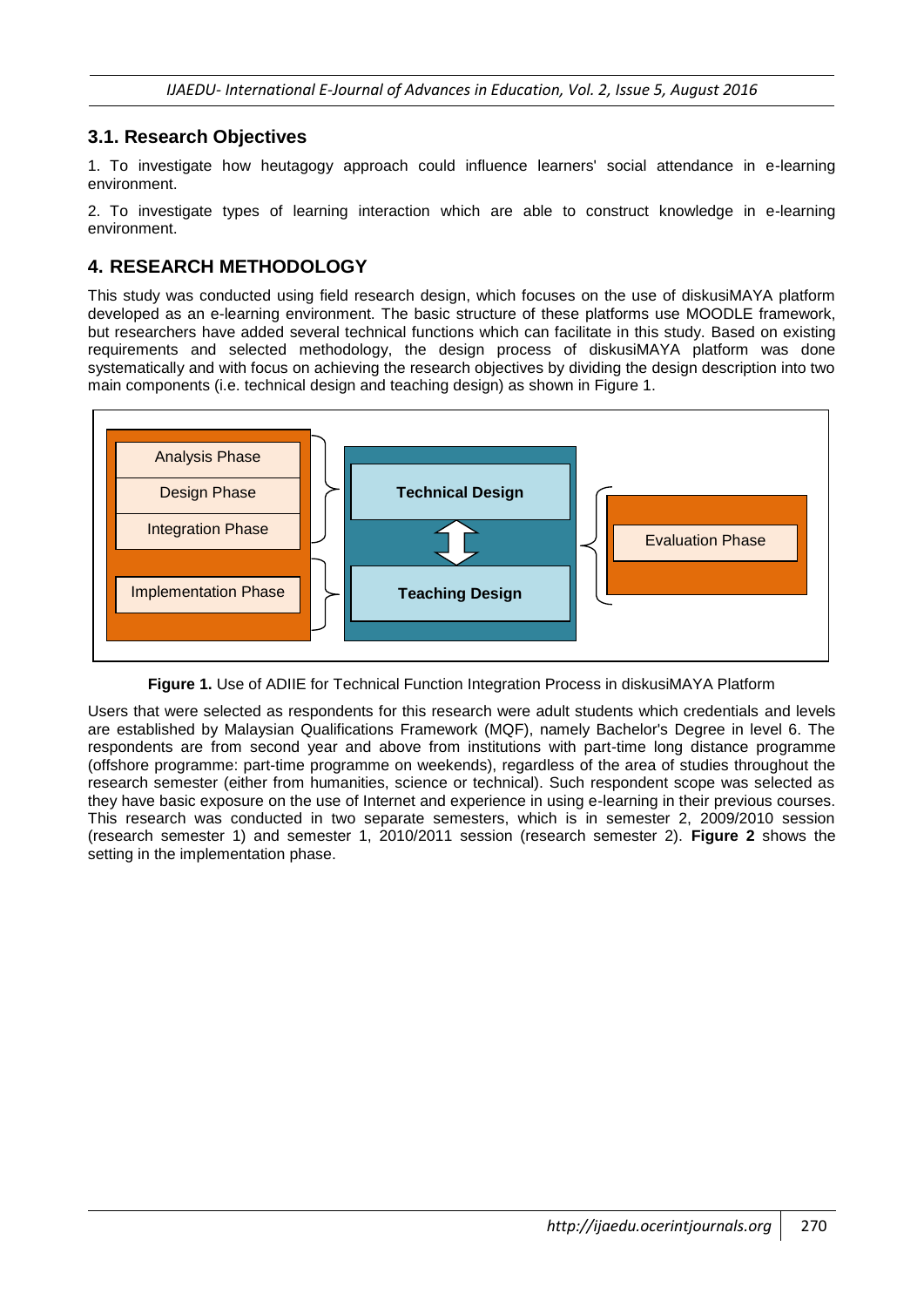### 3.1. Research Objectives

1. To investigate how heutagogy approach could influence learners' social attendance in e-learning environment.

2. To investigate types of learning interaction which are able to construct knowledge in e-learning environment.

## 4. RESEARCH METHODOLOGY

This study was conducted using field research design, which focuses on the use of diskusiMAYA platform developed as an e-learning environment. The basic structure of these platforms use MOODLE framework, but researchers have added several technical functions which can facilitate in this study. Based on existing requirements and selected methodology, the design process of diskusiMAYA platform was done systematically and with focus on achieving the research objectives by dividing the design description into two main components (i.e. technical design and teaching design) as shown in Figure 1.

Analysis Phase

Design Phase

Integration Phase

Implementation Phase

Technical Design

Teaching Design

Evaluation Phase

**Figure 1.** Use of ADIIE for Technical Function Integration Process in diskusiMAYA Platform

Users that were selected as respondents for this research were adult students which credentials and levels are established by Malaysian Qualifications Framework (MQF), namely Bachelor's Degree in level 6. The respondents are from second year and above from institutions with part-time long distance programme (offshore programme: part-time programme on weekends), regardless of the area of studies throughout the research semester (either from humanities, science or technical). Such respondent scope was selected as they have basic exposure on the use of Internet and experience in using e-learning in their previous courses. This research was conducted in two separate semesters, which is in semester 2, 2009/2010 session (research semester 1) and semester 1, 2010/2011 session (research semester 2). **Figure 2** shows the setting in the implementation phase.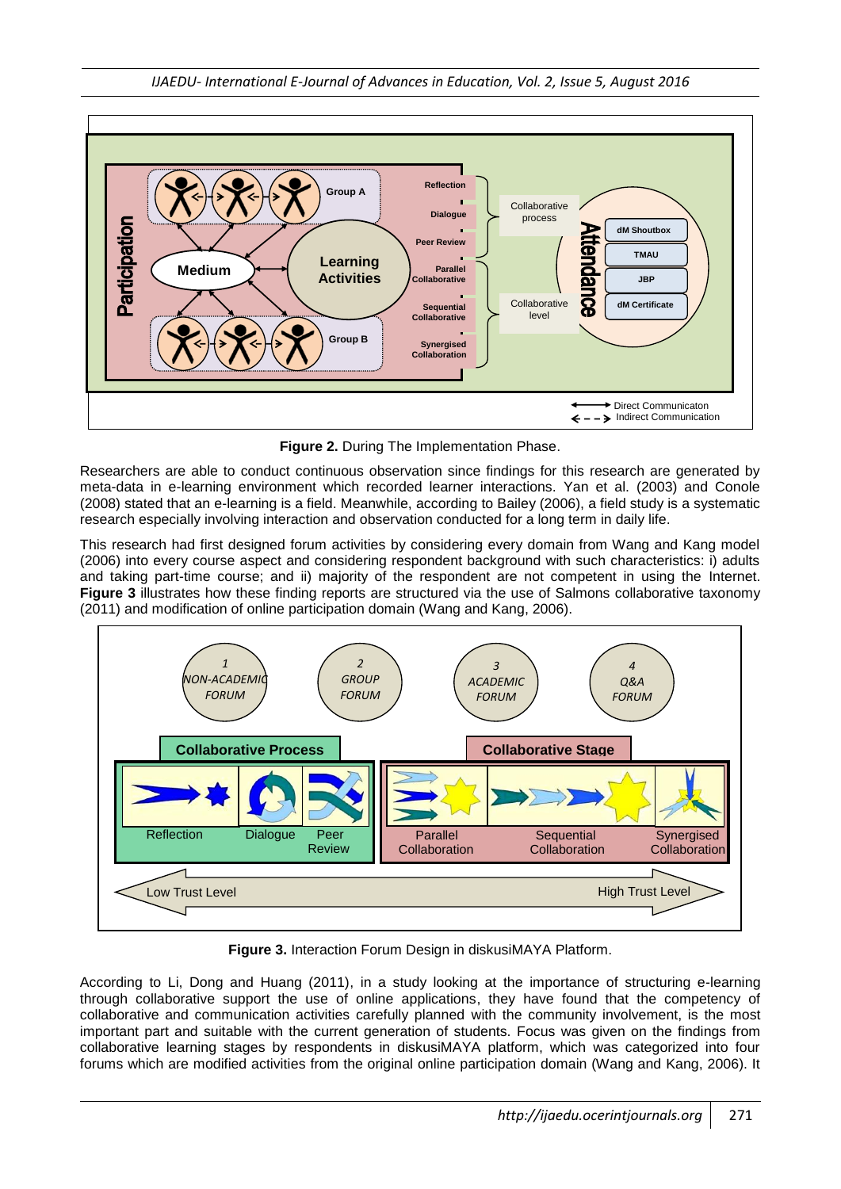**Figure 2.** During The Implementation Phase.

Researchers are able to conduct continuous observation since findings for this research are generated by meta-data in e-learning environment which recorded learner interactions. Yan et al. (2003) and Conole (2008) stated that an e-learning is a field. Meanwhile, according to Bailey (2006), a field study is a systematic research especially involving interaction and observation conducted for a long term in daily life.

This research had first designed forum activities by considering every domain from Wang and Kang model (2006) into every course aspect and considering respondent background with such characteristics: i) adults and taking part-time course; and ii) majority of the respondent are not competent in using the Internet. **Figure 3** illustrates how these finding reports are structured via the use of Salmons collaborative taxonomy (2011) and modification of online participation domain (Wang and Kang, 2006).

**Figure 3.** Interaction Forum Design in diskusiMAYA Platform.

According to Li, Dong and Huang (2011), in a study looking at the importance of structuring e-learning through collaborative support the use of online applications, they have found that the competency of collaborative and communication activities carefully planned with the community involvement, is the most important part and suitable with the current generation of students. Focus was given on the findings from collaborative learning stages by respondents in diskusiMAYA platform, which was categorized into four forums which are modified activities from the original online participation domain (Wang and Kang, 2006). It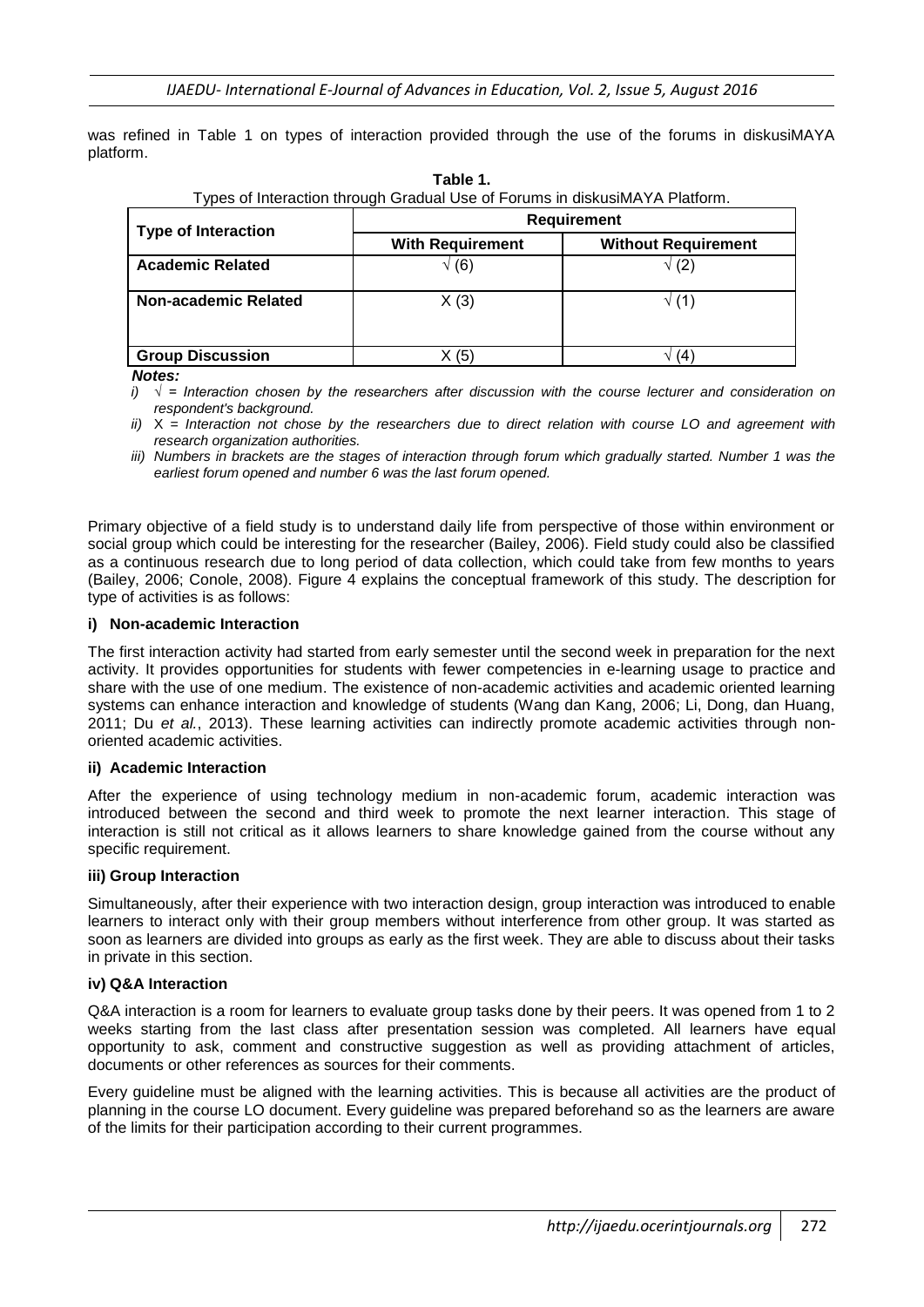was refined in Table 1 on types of interaction provided through the use of the forums in diskusiMAYA platform.

**Table 1.**
Types of Interaction through Gradual Use of Forums in diskusiMAYA Platform.

| Type of Interaction | Requirement | |
|---|---|---|
| | **With Requirement** | **Without Requirement** |
| **Academic Related** | √ (6) | √ (2) |
| **Non-academic Related** | X (3) | √ (1) |
| **Group Discussion** | X (5) | √ (4) |

***Notes:***

*i)* *√ = Interaction chosen by the researchers after discussion with the course lecturer and consideration on respondent's background.*

*ii)* X *= Interaction not chose by the researchers due to direct relation with course LO and agreement with research organization authorities.*

*iii) Numbers in brackets are the stages of interaction through forum which gradually started. Number 1 was the earliest forum opened and number 6 was the last forum opened.*

Primary objective of a field study is to understand daily life from perspective of those within environment or social group which could be interesting for the researcher (Bailey, 2006). Field study could also be classified as a continuous research due to long period of data collection, which could take from few months to years (Bailey, 2006; Conole, 2008). Figure 4 explains the conceptual framework of this study. The description for type of activities is as follows:

#### i) Non-academic Interaction

The first interaction activity had started from early semester until the second week in preparation for the next activity. It provides opportunities for students with fewer competencies in e-learning usage to practice and share with the use of one medium. The existence of non-academic activities and academic oriented learning systems can enhance interaction and knowledge of students (Wang dan Kang, 2006; Li, Dong, dan Huang, 2011; Du *et al.*, 2013). These learning activities can indirectly promote academic activities through non-oriented academic activities.

#### ii) Academic Interaction

After the experience of using technology medium in non-academic forum, academic interaction was introduced between the second and third week to promote the next learner interaction. This stage of interaction is still not critical as it allows learners to share knowledge gained from the course without any specific requirement.

#### iii) Group Interaction

Simultaneously, after their experience with two interaction design, group interaction was introduced to enable learners to interact only with their group members without interference from other group. It was started as soon as learners are divided into groups as early as the first week. They are able to discuss about their tasks in private in this section.

#### iv) Q&A Interaction

Q&A interaction is a room for learners to evaluate group tasks done by their peers. It was opened from 1 to 2 weeks starting from the last class after presentation session was completed. All learners have equal opportunity to ask, comment and constructive suggestion as well as providing attachment of articles, documents or other references as sources for their comments.

Every guideline must be aligned with the learning activities. This is because all activities are the product of planning in the course LO document. Every guideline was prepared beforehand so as the learners are aware of the limits for their participation according to their current programmes.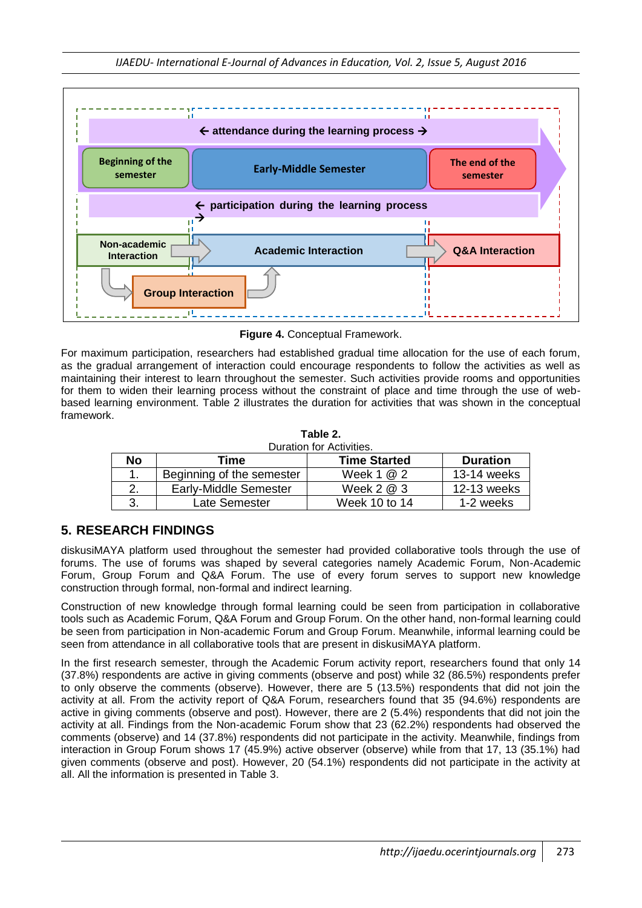Figure 4. Conceptual Framework.

For maximum participation, researchers had established gradual time allocation for the use of each forum, as the gradual arrangement of interaction could encourage respondents to follow the activities as well as maintaining their interest to learn throughout the semester. Such activities provide rooms and opportunities for them to widen their learning process without the constraint of place and time through the use of web-based learning environment. Table 2 illustrates the duration for activities that was shown in the conceptual framework.

**Table 2.**
Duration for Activities.

| No | Time | Time Started | Duration |
|---|---|---|---|
| 1. | Beginning of the semester | Week 1 @ 2 | 13-14 weeks |
| 2. | Early-Middle Semester | Week 2 @ 3 | 12-13 weeks |
| 3. | Late Semester | Week 10 to 14 | 1-2 weeks |

## 5. RESEARCH FINDINGS

diskusiMAYA platform used throughout the semester had provided collaborative tools through the use of forums. The use of forums was shaped by several categories namely Academic Forum, Non-Academic Forum, Group Forum and Q&A Forum. The use of every forum serves to support new knowledge construction through formal, non-formal and indirect learning.

Construction of new knowledge through formal learning could be seen from participation in collaborative tools such as Academic Forum, Q&A Forum and Group Forum. On the other hand, non-formal learning could be seen from participation in Non-academic Forum and Group Forum. Meanwhile, informal learning could be seen from attendance in all collaborative tools that are present in diskusiMAYA platform.

In the first research semester, through the Academic Forum activity report, researchers found that only 14 (37.8%) respondents are active in giving comments (observe and post) while 32 (86.5%) respondents prefer to only observe the comments (observe). However, there are 5 (13.5%) respondents that did not join the activity at all. From the activity report of Q&A Forum, researchers found that 35 (94.6%) respondents are active in giving comments (observe and post). However, there are 2 (5.4%) respondents that did not join the activity at all. Findings from the Non-academic Forum show that 23 (62.2%) respondents had observed the comments (observe) and 14 (37.8%) respondents did not participate in the activity. Meanwhile, findings from interaction in Group Forum shows 17 (45.9%) active observer (observe) while from that 17, 13 (35.1%) had given comments (observe and post). However, 20 (54.1%) respondents did not participate in the activity at all. All the information is presented in Table 3.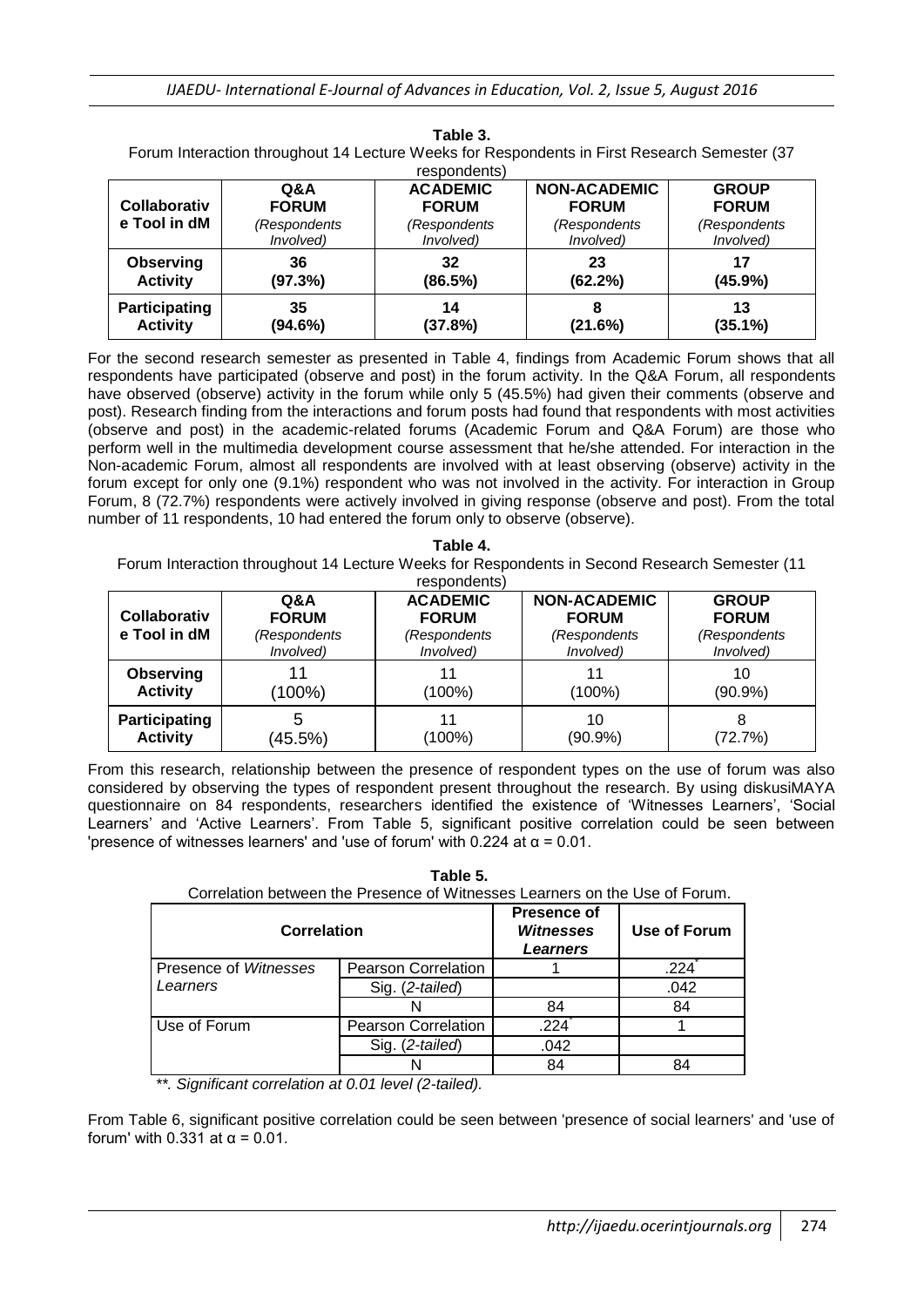**Table 3.**
Forum Interaction throughout 14 Lecture Weeks for Respondents in First Research Semester (37 respondents)

| Collaborative Tool in dM | Q&A FORUM *(Respondents Involved)* | ACADEMIC FORUM *(Respondents Involved)* | NON-ACADEMIC FORUM *(Respondents Involved)* | GROUP FORUM *(Respondents Involved)* |
|---|---|---|---|---|
| **Observing Activity** | **36 (97.3%)** | **32 (86.5%)** | **23 (62.2%)** | **17 (45.9%)** |
| **Participating Activity** | **35 (94.6%)** | **14 (37.8%)** | **8 (21.6%)** | **13 (35.1%)** |

For the second research semester as presented in Table 4, findings from Academic Forum shows that all respondents have participated (observe and post) in the forum activity. In the Q&A Forum, all respondents have observed (observe) activity in the forum while only 5 (45.5%) had given their comments (observe and post). Research finding from the interactions and forum posts had found that respondents with most activities (observe and post) in the academic-related forums (Academic Forum and Q&A Forum) are those who perform well in the multimedia development course assessment that he/she attended. For interaction in the Non-academic Forum, almost all respondents are involved with at least observing (observe) activity in the forum except for only one (9.1%) respondent who was not involved in the activity. For interaction in Group Forum, 8 (72.7%) respondents were actively involved in giving response (observe and post). From the total number of 11 respondents, 10 had entered the forum only to observe (observe).

**Table 4.**
Forum Interaction throughout 14 Lecture Weeks for Respondents in Second Research Semester (11 respondents)

| Collaborative Tool in dM | Q&A FORUM *(Respondents Involved)* | ACADEMIC FORUM *(Respondents Involved)* | NON-ACADEMIC FORUM *(Respondents Involved)* | GROUP FORUM *(Respondents Involved)* |
|---|---|---|---|---|
| **Observing Activity** | 11 (100%) | 11 (100%) | 11 (100%) | 10 (90.9%) |
| **Participating Activity** | 5 (45.5%) | 11 (100%) | 10 (90.9%) | 8 (72.7%) |

From this research, relationship between the presence of respondent types on the use of forum was also considered by observing the types of respondent present throughout the research. By using diskusiMAYA questionnaire on 84 respondents, researchers identified the existence of 'Witnesses Learners', 'Social Learners' and 'Active Learners'. From Table 5, significant positive correlation could be seen between 'presence of witnesses learners' and 'use of forum' with 0.224 at $\alpha = 0.01$.

**Table 5.**
Correlation between the Presence of Witnesses Learners on the Use of Forum.

| Correlation | | Presence of *Witnesses Learners* | Use of Forum |
|---|---|---|---|
| Presence of *Witnesses* Learners | Pearson Correlation | 1 | .224* |
| | Sig. (*2-tailed*) | | .042 |
| | N | 84 | 84 |
| Use of Forum | Pearson Correlation | .224* | 1 |
| | Sig. (*2-tailed*) | .042 | |
| | N | 84 | 84 |

*\*\*. Significant correlation at 0.01 level (2-tailed).*

From Table 6, significant positive correlation could be seen between 'presence of social learners' and 'use of forum' with 0.331 at $\alpha = 0.01$.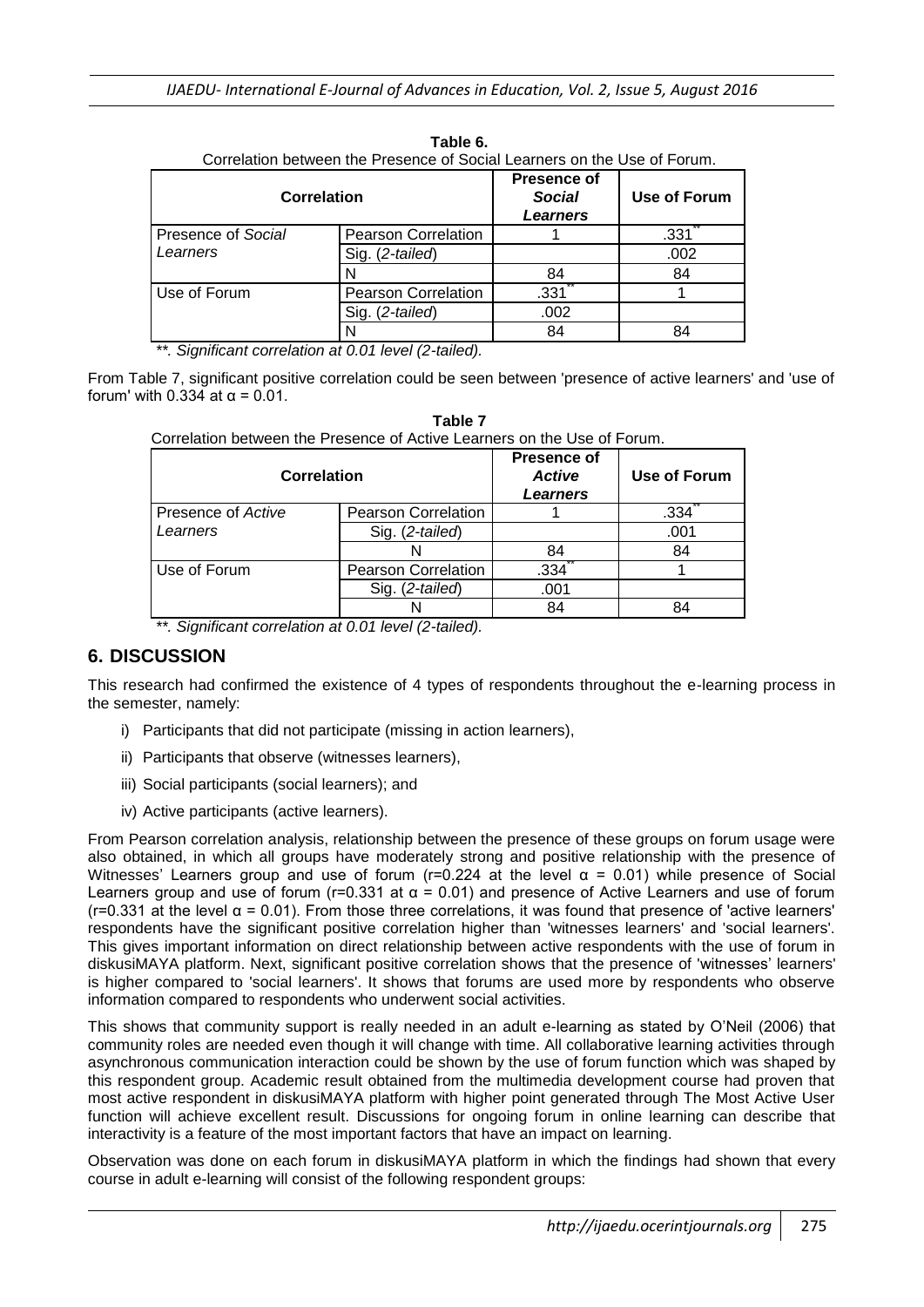**Table 6.**
Correlation between the Presence of Social Learners on the Use of Forum.

| Correlation | | Presence of *Social* Learners | Use of Forum |
|---|---|---|---|
| Presence of *Social* Learners | Pearson Correlation | 1 | .331** |
| | Sig. (*2-tailed*) | | .002 |
| | N | 84 | 84 |
| Use of Forum | Pearson Correlation | .331** | 1 |
| | Sig. (*2-tailed*) | .002 | |
| | N | 84 | 84 |

*\*\*. Significant correlation at 0.01 level (2-tailed).*

From Table 7, significant positive correlation could be seen between 'presence of active learners' and 'use of forum' with 0.334 at $\alpha = 0.01$.

**Table 7**
Correlation between the Presence of Active Learners on the Use of Forum.

| Correlation | | Presence of *Active* Learners | Use of Forum |
|---|---|---|---|
| Presence of *Active* Learners | Pearson Correlation | 1 | .334** |
| | Sig. (*2-tailed*) | | .001 |
| | N | 84 | 84 |
| Use of Forum | Pearson Correlation | .334** | 1 |
| | Sig. (*2-tailed*) | .001 | |
| | N | 84 | 84 |

*\*\*. Significant correlation at 0.01 level (2-tailed).*

## 6. DISCUSSION

This research had confirmed the existence of 4 types of respondents throughout the e-learning process in the semester, namely:

i) Participants that did not participate (missing in action learners),

ii) Participants that observe (witnesses learners),

iii) Social participants (social learners); and

iv) Active participants (active learners).

From Pearson correlation analysis, relationship between the presence of these groups on forum usage were also obtained, in which all groups have moderately strong and positive relationship with the presence of Witnesses' Learners group and use of forum ($r=0.224$ at the level $\alpha = 0.01$) while presence of Social Learners group and use of forum ($r=0.331$ at $\alpha = 0.01$) and presence of Active Learners and use of forum ($r=0.331$ at the level $\alpha = 0.01$). From those three correlations, it was found that presence of 'active learners' respondents have the significant positive correlation higher than 'witnesses learners' and 'social learners'. This gives important information on direct relationship between active respondents with the use of forum in diskusiMAYA platform. Next, significant positive correlation shows that the presence of 'witnesses' learners' is higher compared to 'social learners'. It shows that forums are used more by respondents who observe information compared to respondents who underwent social activities.

This shows that community support is really needed in an adult e-learning as stated by O'Neil (2006) that community roles are needed even though it will change with time. All collaborative learning activities through asynchronous communication interaction could be shown by the use of forum function which was shaped by this respondent group. Academic result obtained from the multimedia development course had proven that most active respondent in diskusiMAYA platform with higher point generated through The Most Active User function will achieve excellent result. Discussions for ongoing forum in online learning can describe that interactivity is a feature of the most important factors that have an impact on learning.

Observation was done on each forum in diskusiMAYA platform in which the findings had shown that every course in adult e-learning will consist of the following respondent groups: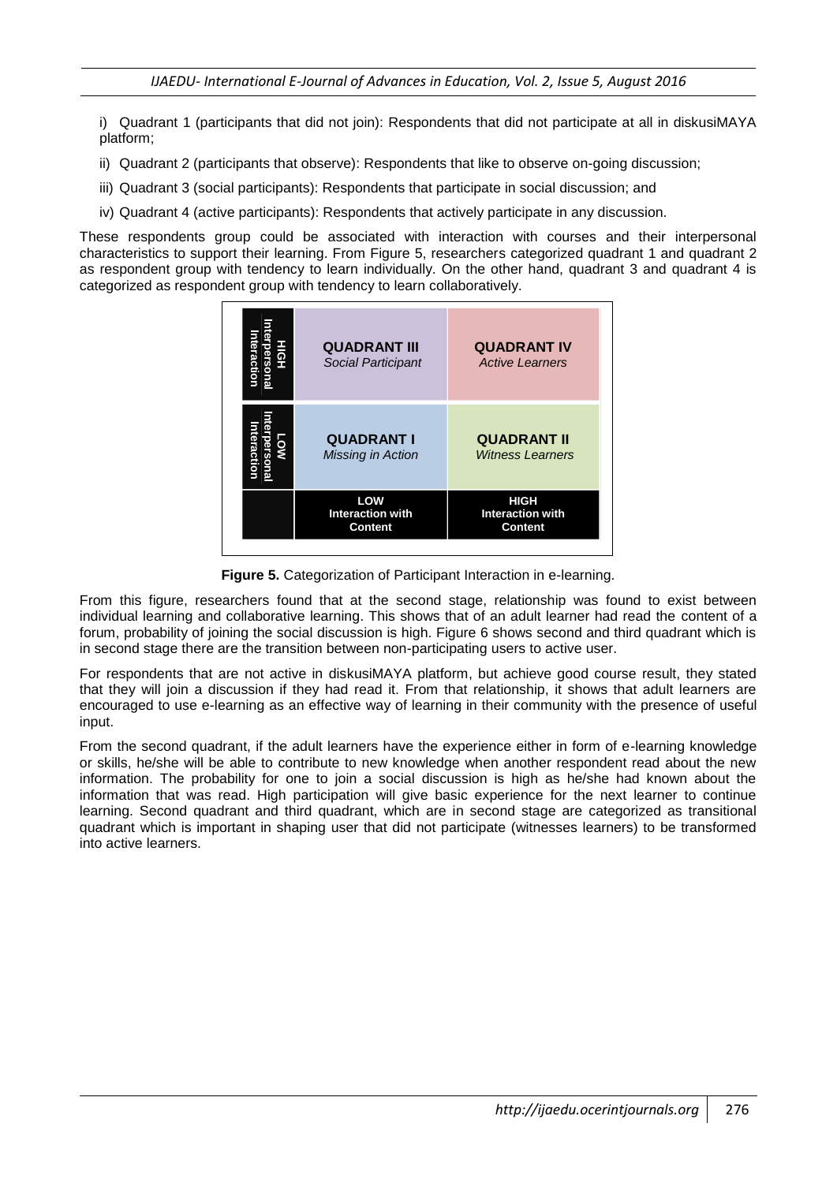i) Quadrant 1 (participants that did not join): Respondents that did not participate at all in diskusiMAYA platform;

ii) Quadrant 2 (participants that observe): Respondents that like to observe on-going discussion;

iii) Quadrant 3 (social participants): Respondents that participate in social discussion; and

iv) Quadrant 4 (active participants): Respondents that actively participate in any discussion.

These respondents group could be associated with interaction with courses and their interpersonal characteristics to support their learning. From Figure 5, researchers categorized quadrant 1 and quadrant 2 as respondent group with tendency to learn individually. On the other hand, quadrant 3 and quadrant 4 is categorized as respondent group with tendency to learn collaboratively.

| | | |
|---|---|---|
| **HIGH Interpersonal Interaction** | **QUADRANT III** *Social Participant* | **QUADRANT IV** *Active Learners* |
| **LOW Interpersonal Interaction** | **QUADRANT I** *Missing in Action* | **QUADRANT II** *Witness Learners* |
| | **LOW Interaction with Content** | **HIGH Interaction with Content** |

**Figure 5.** Categorization of Participant Interaction in e-learning.

From this figure, researchers found that at the second stage, relationship was found to exist between individual learning and collaborative learning. This shows that of an adult learner had read the content of a forum, probability of joining the social discussion is high. Figure 6 shows second and third quadrant which is in second stage there are the transition between non-participating users to active user.

For respondents that are not active in diskusiMAYA platform, but achieve good course result, they stated that they will join a discussion if they had read it. From that relationship, it shows that adult learners are encouraged to use e-learning as an effective way of learning in their community with the presence of useful input.

From the second quadrant, if the adult learners have the experience either in form of e-learning knowledge or skills, he/she will be able to contribute to new knowledge when another respondent read about the new information. The probability for one to join a social discussion is high as he/she had known about the information that was read. High participation will give basic experience for the next learner to continue learning. Second quadrant and third quadrant, which are in second stage are categorized as transitional quadrant which is important in shaping user that did not participate (witnesses learners) to be transformed into active learners.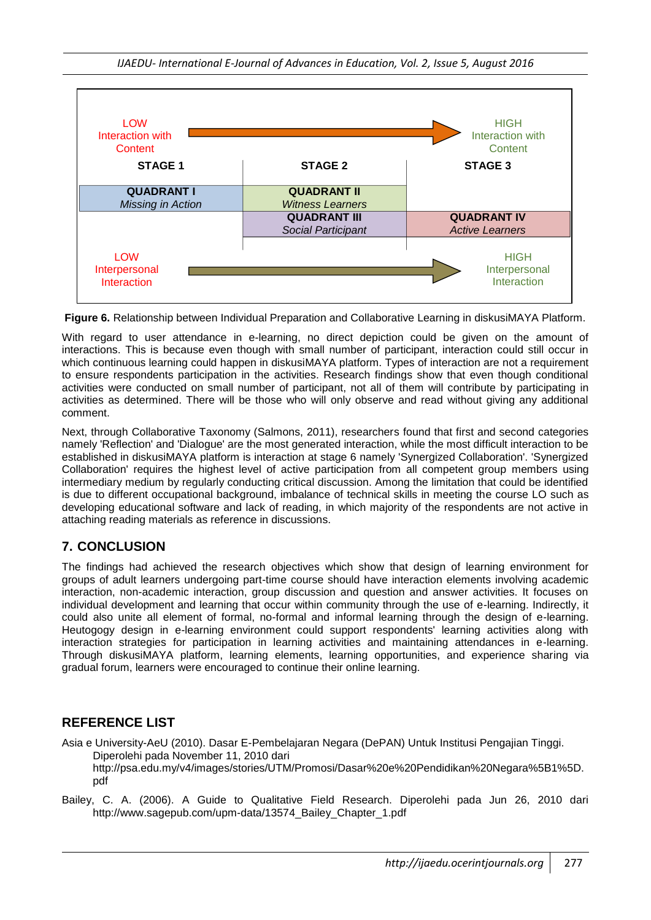LOW Interaction with Content → HIGH Interaction with Content

| STAGE 1 | STAGE 2 | STAGE 3 |
| --- | --- | --- |
| **QUADRANT I** *Missing in Action* | **QUADRANT II** *Witness Learners* | |
| | **QUADRANT III** *Social Participant* | **QUADRANT IV** *Active Learners* |

LOW Interpersonal Interaction → HIGH Interpersonal Interaction

**Figure 6.** Relationship between Individual Preparation and Collaborative Learning in diskusiMAYA Platform.

With regard to user attendance in e-learning, no direct depiction could be given on the amount of interactions. This is because even though with small number of participant, interaction could still occur in which continuous learning could happen in diskusiMAYA platform. Types of interaction are not a requirement to ensure respondents participation in the activities. Research findings show that even though conditional activities were conducted on small number of participant, not all of them will contribute by participating in activities as determined. There will be those who will only observe and read without giving any additional comment.

Next, through Collaborative Taxonomy (Salmons, 2011), researchers found that first and second categories namely 'Reflection' and 'Dialogue' are the most generated interaction, while the most difficult interaction to be established in diskusiMAYA platform is interaction at stage 6 namely 'Synergized Collaboration'. 'Synergized Collaboration' requires the highest level of active participation from all competent group members using intermediary medium by regularly conducting critical discussion. Among the limitation that could be identified is due to different occupational background, imbalance of technical skills in meeting the course LO such as developing educational software and lack of reading, in which majority of the respondents are not active in attaching reading materials as reference in discussions.

## 7. CONCLUSION

The findings had achieved the research objectives which show that design of learning environment for groups of adult learners undergoing part-time course should have interaction elements involving academic interaction, non-academic interaction, group discussion and question and answer activities. It focuses on individual development and learning that occur within community through the use of e-learning. Indirectly, it could also unite all element of formal, no-formal and informal learning through the design of e-learning. Heutogogy design in e-learning environment could support respondents' learning activities along with interaction strategies for participation in learning activities and maintaining attendances in e-learning. Through diskusiMAYA platform, learning elements, learning opportunities, and experience sharing via gradual forum, learners were encouraged to continue their online learning.

## REFERENCE LIST

Asia e University-AeU (2010). Dasar E-Pembelajaran Negara (DePAN) Untuk Institusi Pengajian Tinggi. Diperolehi pada November 11, 2010 dari http://psa.edu.my/v4/images/stories/UTM/Promosi/Dasar%20e%20Pendidikan%20Negara%5B1%5D.pdf

Bailey, C. A. (2006). A Guide to Qualitative Field Research. Diperolehi pada Jun 26, 2010 dari http://www.sagepub.com/upm-data/13574_Bailey_Chapter_1.pdf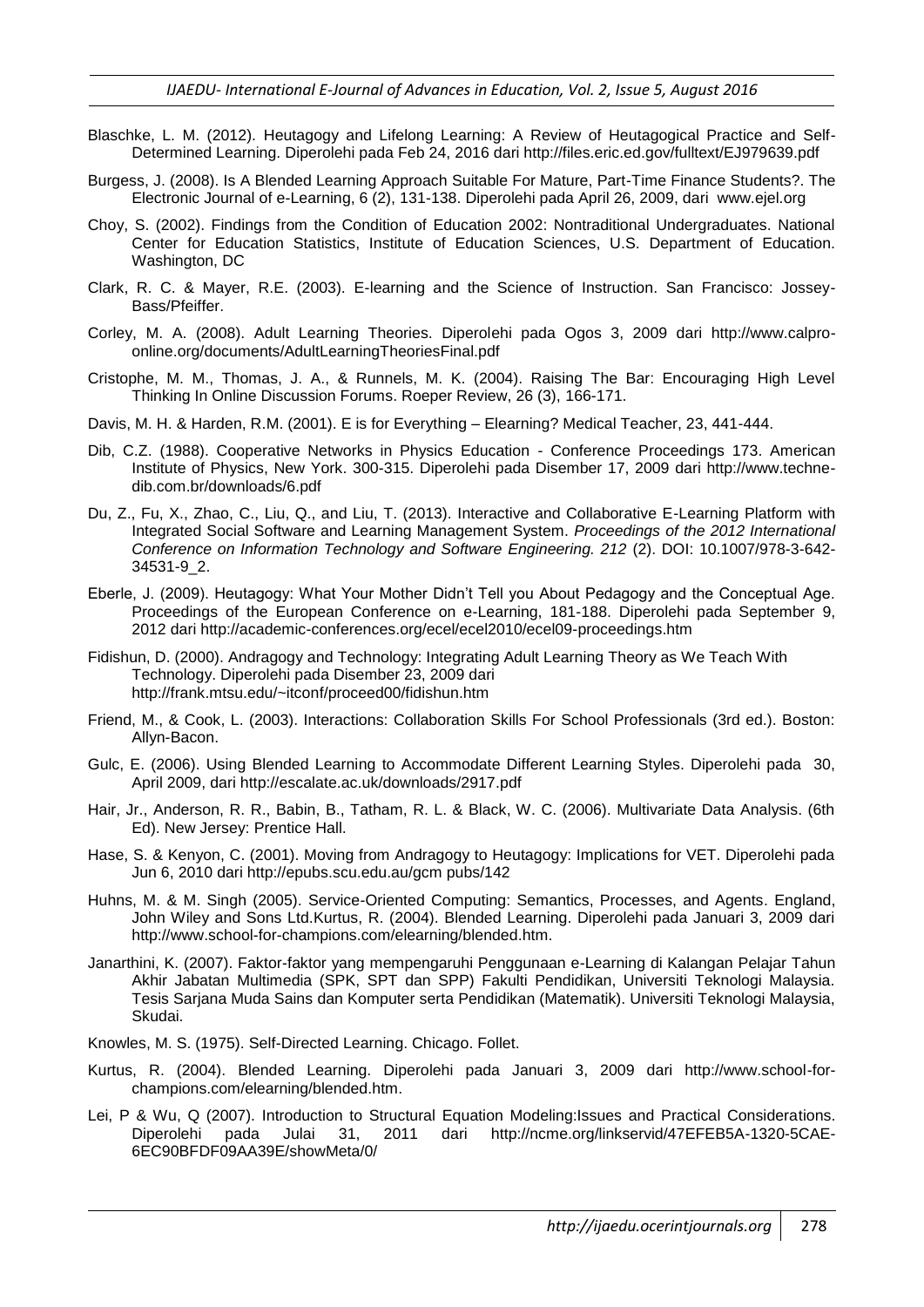Blaschke, L. M. (2012). Heutagogy and Lifelong Learning: A Review of Heutagogical Practice and Self-Determined Learning. Diperolehi pada Feb 24, 2016 dari http://files.eric.ed.gov/fulltext/EJ979639.pdf

Burgess, J. (2008). Is A Blended Learning Approach Suitable For Mature, Part-Time Finance Students?. The Electronic Journal of e-Learning, 6 (2), 131-138. Diperolehi pada April 26, 2009, dari www.ejel.org

Choy, S. (2002). Findings from the Condition of Education 2002: Nontraditional Undergraduates. National Center for Education Statistics, Institute of Education Sciences, U.S. Department of Education. Washington, DC

Clark, R. C. & Mayer, R.E. (2003). E-learning and the Science of Instruction. San Francisco: Jossey-Bass/Pfeiffer.

Corley, M. A. (2008). Adult Learning Theories. Diperolehi pada Ogos 3, 2009 dari http://www.calpro-online.org/documents/AdultLearningTheoriesFinal.pdf

Cristophe, M. M., Thomas, J. A., & Runnels, M. K. (2004). Raising The Bar: Encouraging High Level Thinking In Online Discussion Forums. Roeper Review, 26 (3), 166-171.

Davis, M. H. & Harden, R.M. (2001). E is for Everything – Elearning? Medical Teacher, 23, 441-444.

Dib, C.Z. (1988). Cooperative Networks in Physics Education - Conference Proceedings 173. American Institute of Physics, New York. 300-315. Diperolehi pada Disember 17, 2009 dari http://www.techne-dib.com.br/downloads/6.pdf

Du, Z., Fu, X., Zhao, C., Liu, Q., and Liu, T. (2013). Interactive and Collaborative E-Learning Platform with Integrated Social Software and Learning Management System. *Proceedings of the 2012 International Conference on Information Technology and Software Engineering. 212* (2). DOI: 10.1007/978-3-642-34531-9_2.

Eberle, J. (2009). Heutagogy: What Your Mother Didn't Tell you About Pedagogy and the Conceptual Age. Proceedings of the European Conference on e-Learning, 181-188. Diperolehi pada September 9, 2012 dari http://academic-conferences.org/ecel/ecel2010/ecel09-proceedings.htm

Fidishun, D. (2000). Andragogy and Technology: Integrating Adult Learning Theory as We Teach With Technology. Diperolehi pada Disember 23, 2009 dari http://frank.mtsu.edu/~itconf/proceed00/fidishun.htm

Friend, M., & Cook, L. (2003). Interactions: Collaboration Skills For School Professionals (3rd ed.). Boston: Allyn-Bacon.

Gulc, E. (2006). Using Blended Learning to Accommodate Different Learning Styles. Diperolehi pada 30, April 2009, dari http://escalate.ac.uk/downloads/2917.pdf

Hair, Jr., Anderson, R. R., Babin, B., Tatham, R. L. & Black, W. C. (2006). Multivariate Data Analysis. (6th Ed). New Jersey: Prentice Hall.

Hase, S. & Kenyon, C. (2001). Moving from Andragogy to Heutagogy: Implications for VET. Diperolehi pada Jun 6, 2010 dari http://epubs.scu.edu.au/gcm pubs/142

Huhns, M. & M. Singh (2005). Service-Oriented Computing: Semantics, Processes, and Agents. England, John Wiley and Sons Ltd.Kurtus, R. (2004). Blended Learning. Diperolehi pada Januari 3, 2009 dari http://www.school-for-champions.com/elearning/blended.htm.

Janarthini, K. (2007). Faktor-faktor yang mempengaruhi Penggunaan e-Learning di Kalangan Pelajar Tahun Akhir Jabatan Multimedia (SPK, SPT dan SPP) Fakulti Pendidikan, Universiti Teknologi Malaysia. Tesis Sarjana Muda Sains dan Komputer serta Pendidikan (Matematik). Universiti Teknologi Malaysia, Skudai.

Knowles, M. S. (1975). Self-Directed Learning. Chicago. Follet.

Kurtus, R. (2004). Blended Learning. Diperolehi pada Januari 3, 2009 dari http://www.school-for-champions.com/elearning/blended.htm.

Lei, P & Wu, Q (2007). Introduction to Structural Equation Modeling:Issues and Practical Considerations. Diperolehi pada Julai 31, 2011 dari http://ncme.org/linkservid/47EFEB5A-1320-5CAE-6EC90BFDF09AA39E/showMeta/0/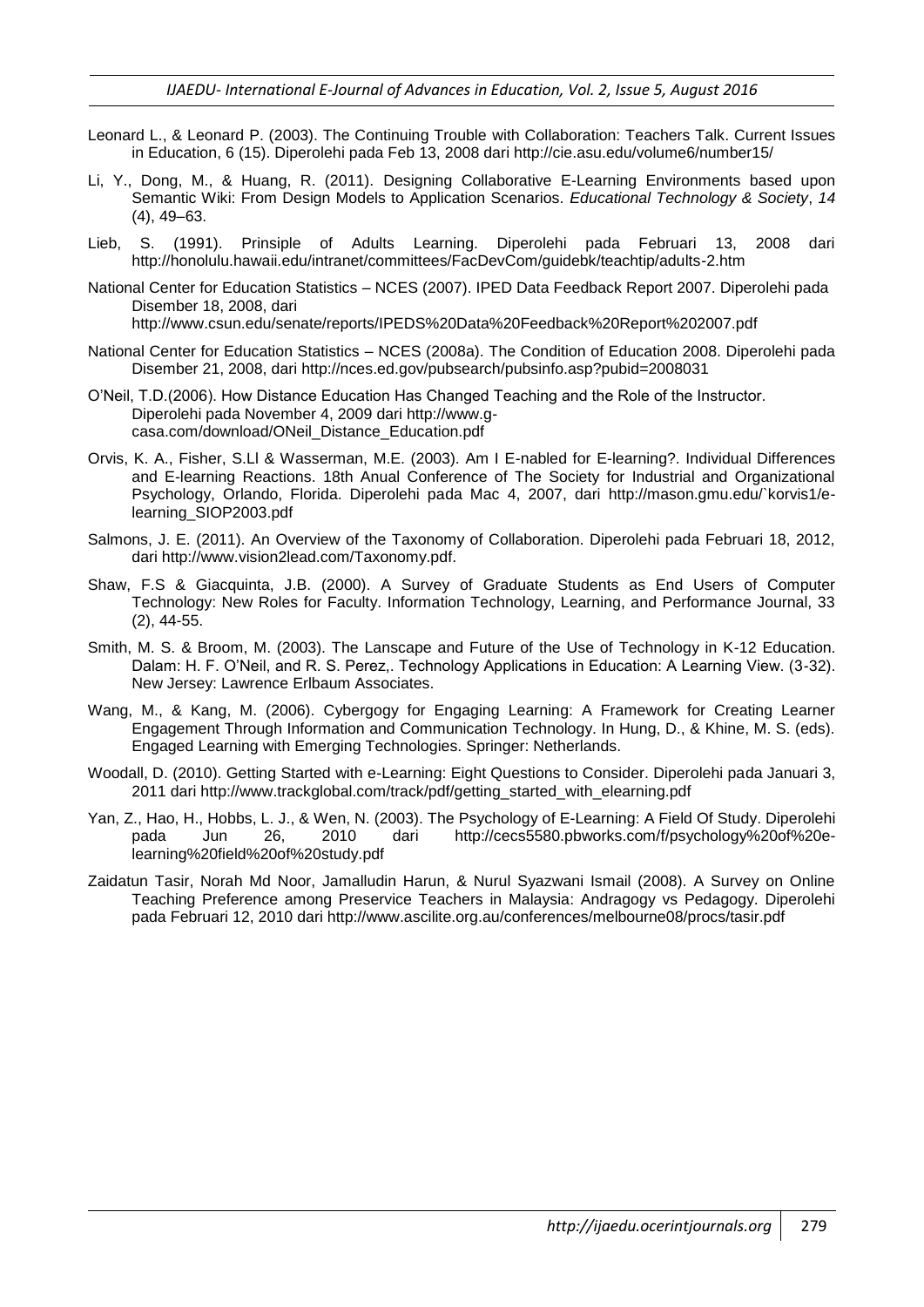Leonard L., & Leonard P. (2003). The Continuing Trouble with Collaboration: Teachers Talk. Current Issues in Education, 6 (15). Diperolehi pada Feb 13, 2008 dari http://cie.asu.edu/volume6/number15/

Li, Y., Dong, M., & Huang, R. (2011). Designing Collaborative E-Learning Environments based upon Semantic Wiki: From Design Models to Application Scenarios. *Educational Technology & Society*, *14* (4), 49–63.

Lieb, S. (1991). Prinsiple of Adults Learning. Diperolehi pada Februari 13, 2008 dari http://honolulu.hawaii.edu/intranet/committees/FacDevCom/guidebk/teachtip/adults-2.htm

National Center for Education Statistics – NCES (2007). IPED Data Feedback Report 2007. Diperolehi pada Disember 18, 2008, dari http://www.csun.edu/senate/reports/IPEDS%20Data%20Feedback%20Report%202007.pdf

National Center for Education Statistics – NCES (2008a). The Condition of Education 2008. Diperolehi pada Disember 21, 2008, dari http://nces.ed.gov/pubsearch/pubsinfo.asp?pubid=2008031

O'Neil, T.D.(2006). How Distance Education Has Changed Teaching and the Role of the Instructor. Diperolehi pada November 4, 2009 dari http://www.g-casa.com/download/ONeil_Distance_Education.pdf

Orvis, K. A., Fisher, S.Ll & Wasserman, M.E. (2003). Am I E-nabled for E-learning?. Individual Differences and E-learning Reactions. 18th Anual Conference of The Society for Industrial and Organizational Psychology, Orlando, Florida. Diperolehi pada Mac 4, 2007, dari http://mason.gmu.edu/`korvis1/e-learning_SIOP2003.pdf

Salmons, J. E. (2011). An Overview of the Taxonomy of Collaboration. Diperolehi pada Februari 18, 2012, dari http://www.vision2lead.com/Taxonomy.pdf.

Shaw, F.S & Giacquinta, J.B. (2000). A Survey of Graduate Students as End Users of Computer Technology: New Roles for Faculty. Information Technology, Learning, and Performance Journal, 33 (2), 44-55.

Smith, M. S. & Broom, M. (2003). The Lanscape and Future of the Use of Technology in K-12 Education. Dalam: H. F. O'Neil, and R. S. Perez,. Technology Applications in Education: A Learning View. (3-32). New Jersey: Lawrence Erlbaum Associates.

Wang, M., & Kang, M. (2006). Cybergogy for Engaging Learning: A Framework for Creating Learner Engagement Through Information and Communication Technology. In Hung, D., & Khine, M. S. (eds). Engaged Learning with Emerging Technologies. Springer: Netherlands.

Woodall, D. (2010). Getting Started with e-Learning: Eight Questions to Consider. Diperolehi pada Januari 3, 2011 dari http://www.trackglobal.com/track/pdf/getting_started_with_elearning.pdf

Yan, Z., Hao, H., Hobbs, L. J., & Wen, N. (2003). The Psychology of E-Learning: A Field Of Study. Diperolehi pada Jun 26, 2010 dari http://cecs5580.pbworks.com/f/psychology%20of%20e-learning%20field%20of%20study.pdf

Zaidatun Tasir, Norah Md Noor, Jamalludin Harun, & Nurul Syazwani Ismail (2008). A Survey on Online Teaching Preference among Preservice Teachers in Malaysia: Andragogy vs Pedagogy. Diperolehi pada Februari 12, 2010 dari http://www.ascilite.org.au/conferences/melbourne08/procs/tasir.pdf